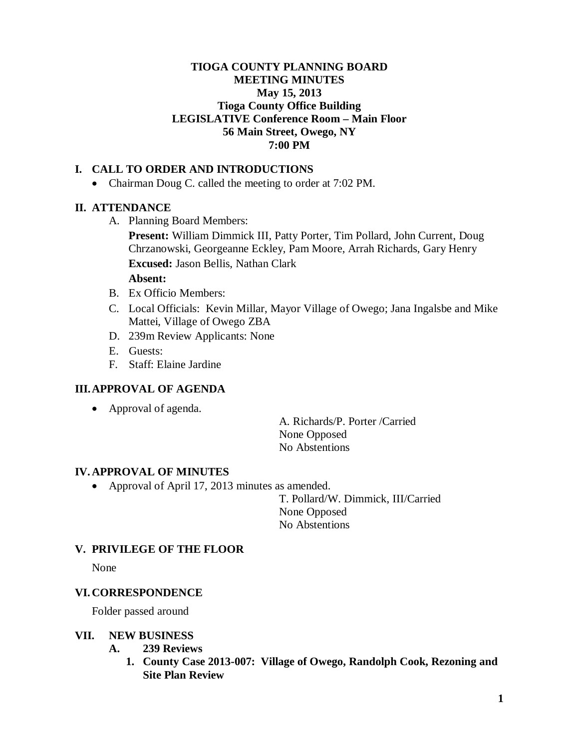# TIOGA COUNTY PLANNING BOARD
## MEETING MINUTES
## May 15, 2013
## Tioga County Office Building
## LEGISLATIVE Conference Room – Main Floor
## 56 Main Street, Owego, NY
## 7:00 PM

### I. CALL TO ORDER AND INTRODUCTIONS

- Chairman Doug C. called the meeting to order at 7:02 PM.

### II. ATTENDANCE

A. Planning Board Members:

**Present:** William Dimmick III, Patty Porter, Tim Pollard, John Current, Doug Chrzanowski, Georgeanne Eckley, Pam Moore, Arrah Richards, Gary Henry

**Excused:** Jason Bellis, Nathan Clark

**Absent:**

B. Ex Officio Members:

C. Local Officials: Kevin Millar, Mayor Village of Owego; Jana Ingalsbe and Mike Mattei, Village of Owego ZBA

D. 239m Review Applicants: None

E. Guests:

F. Staff: Elaine Jardine

### III. APPROVAL OF AGENDA

- Approval of agenda.

A. Richards/P. Porter /Carried
None Opposed
No Abstentions

### IV. APPROVAL OF MINUTES

- Approval of April 17, 2013 minutes as amended.

T. Pollard/W. Dimmick, III/Carried
None Opposed
No Abstentions

### V. PRIVILEGE OF THE FLOOR

None

### VI. CORRESPONDENCE

Folder passed around

### VII. NEW BUSINESS

**A. 239 Reviews**

**1. County Case 2013-007: Village of Owego, Randolph Cook, Rezoning and Site Plan Review**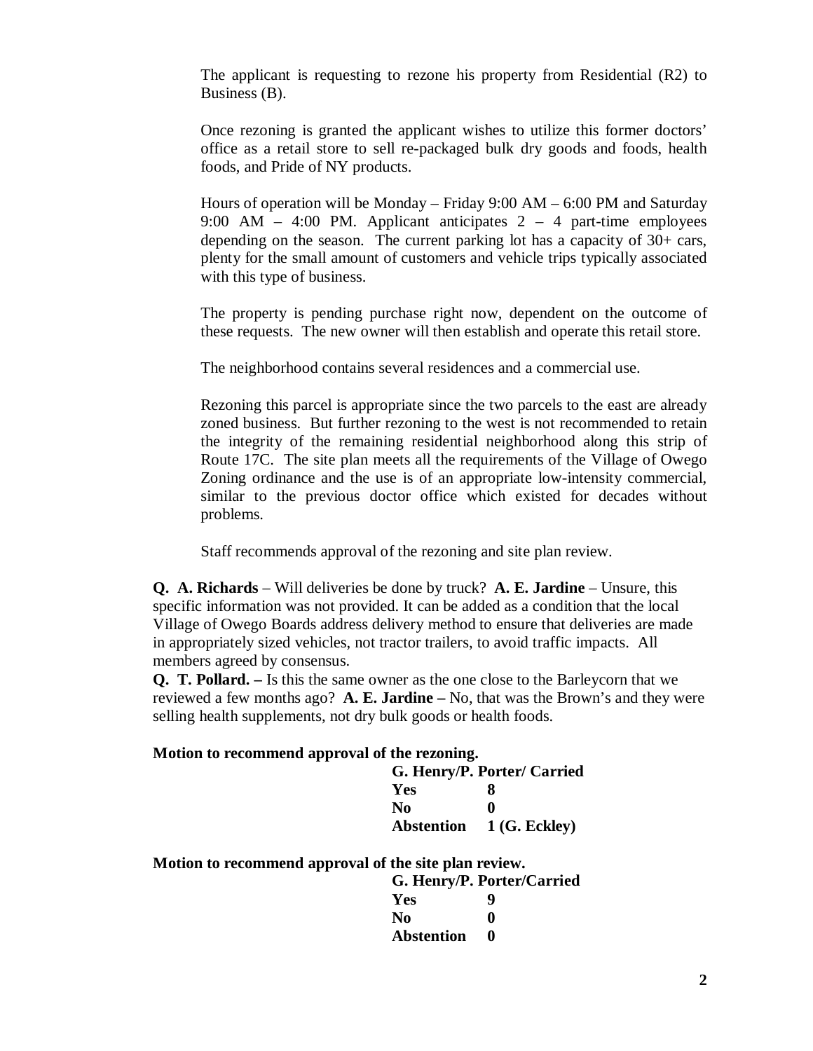The applicant is requesting to rezone his property from Residential (R2) to Business (B).

Once rezoning is granted the applicant wishes to utilize this former doctors' office as a retail store to sell re-packaged bulk dry goods and foods, health foods, and Pride of NY products.

Hours of operation will be Monday – Friday 9:00 AM – 6:00 PM and Saturday 9:00 AM – 4:00 PM. Applicant anticipates 2 – 4 part-time employees depending on the season. The current parking lot has a capacity of 30+ cars, plenty for the small amount of customers and vehicle trips typically associated with this type of business.

The property is pending purchase right now, dependent on the outcome of these requests. The new owner will then establish and operate this retail store.

The neighborhood contains several residences and a commercial use.

Rezoning this parcel is appropriate since the two parcels to the east are already zoned business. But further rezoning to the west is not recommended to retain the integrity of the remaining residential neighborhood along this strip of Route 17C. The site plan meets all the requirements of the Village of Owego Zoning ordinance and the use is of an appropriate low-intensity commercial, similar to the previous doctor office which existed for decades without problems.

Staff recommends approval of the rezoning and site plan review.

**Q. A. Richards** – Will deliveries be done by truck? **A. E. Jardine** – Unsure, this specific information was not provided. It can be added as a condition that the local Village of Owego Boards address delivery method to ensure that deliveries are made in appropriately sized vehicles, not tractor trailers, to avoid traffic impacts. All members agreed by consensus.

**Q. T. Pollard. –** Is this the same owner as the one close to the Barleycorn that we reviewed a few months ago? **A. E. Jardine –** No, that was the Brown's and they were selling health supplements, not dry bulk goods or health foods.

**Motion to recommend approval of the rezoning.**

**G. Henry/P. Porter/ Carried**

| | |
|---|---|
| **Yes** | **8** |
| **No** | **0** |
| **Abstention** | **1 (G. Eckley)** |

**Motion to recommend approval of the site plan review.**

**G. Henry/P. Porter/Carried**

| | |
|---|---|
| **Yes** | **9** |
| **No** | **0** |
| **Abstention** | **0** |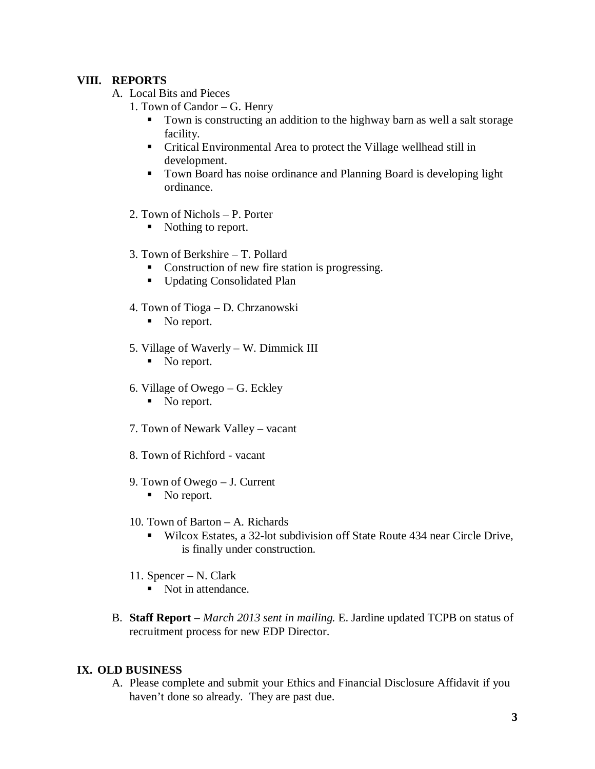## VIII. REPORTS

A. Local Bits and Pieces

1. Town of Candor – G. Henry
   - Town is constructing an addition to the highway barn as well a salt storage facility.
   - Critical Environmental Area to protect the Village wellhead still in development.
   - Town Board has noise ordinance and Planning Board is developing light ordinance.

2. Town of Nichols – P. Porter
   - Nothing to report.

3. Town of Berkshire – T. Pollard
   - Construction of new fire station is progressing.
   - Updating Consolidated Plan

4. Town of Tioga – D. Chrzanowski
   - No report.

5. Village of Waverly – W. Dimmick III
   - No report.

6. Village of Owego – G. Eckley
   - No report.

7. Town of Newark Valley – vacant

8. Town of Richford - vacant

9. Town of Owego – J. Current
   - No report.

10. Town of Barton – A. Richards
    - Wilcox Estates, a 32-lot subdivision off State Route 434 near Circle Drive, is finally under construction.

11. Spencer – N. Clark
    - Not in attendance.

B. **Staff Report** – *March 2013 sent in mailing.* E. Jardine updated TCPB on status of recruitment process for new EDP Director.

## IX. OLD BUSINESS

A. Please complete and submit your Ethics and Financial Disclosure Affidavit if you haven't done so already. They are past due.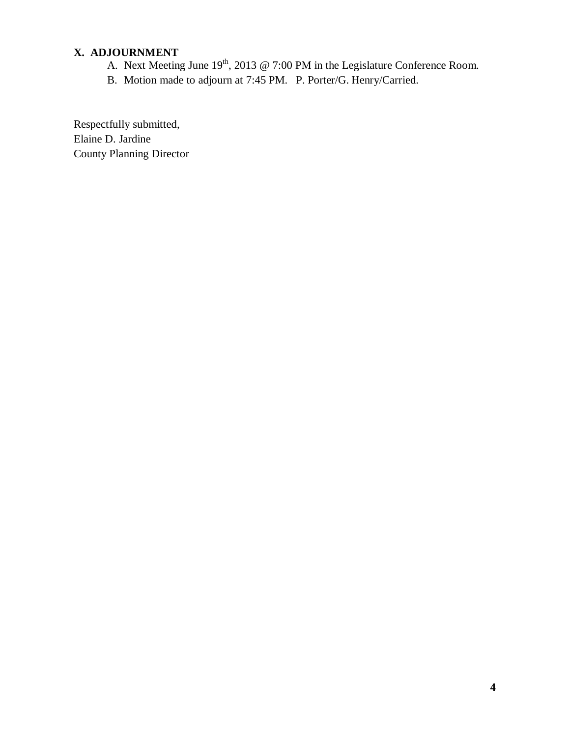### X. ADJOURNMENT

A. Next Meeting June 19th, 2013 @ 7:00 PM in the Legislature Conference Room.

B. Motion made to adjourn at 7:45 PM. P. Porter/G. Henry/Carried.

Respectfully submitted,
Elaine D. Jardine
County Planning Director